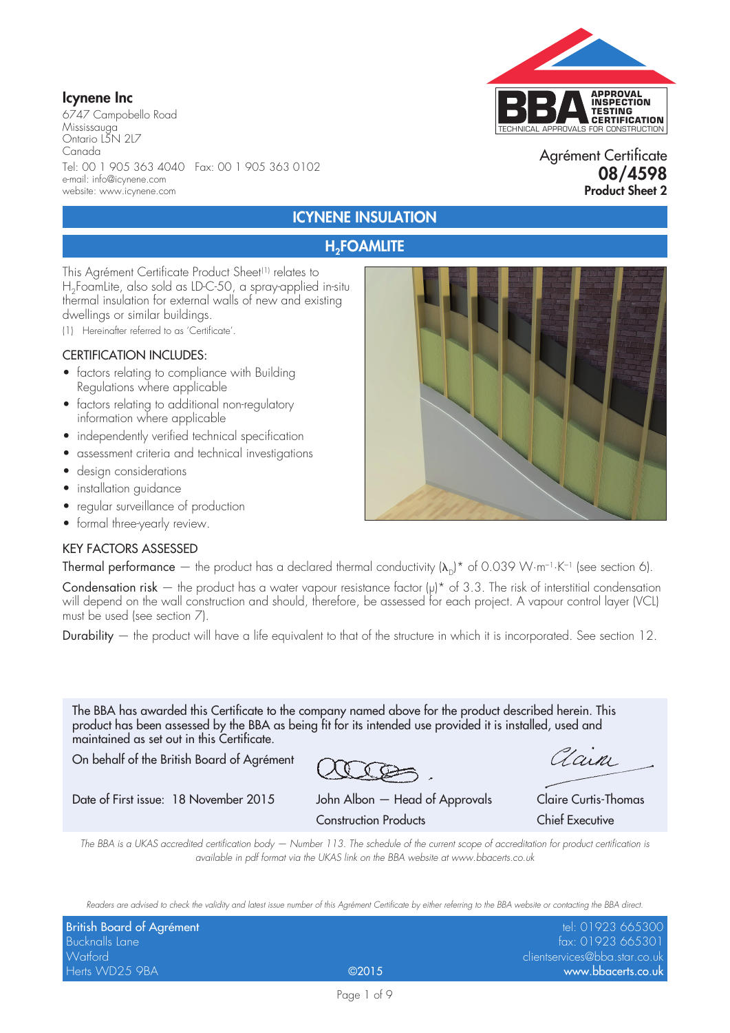**Icynene Inc**

6747 Campobello Road
Mississauga
Ontario L5N 2L7
Canada

Tel: 00 1 905 363 4040 Fax: 00 1 905 363 0102
e-mail: info@icynene.com
website: www.icynene.com

Agrément Certificate
**08/4598**
**Product Sheet 2**

# ICYNENE INSULATION

## $H_2$FOAMLITE

This Agrément Certificate Product Sheet[1] relates to $H_2$FoamLite, also sold as LD-C-50, a spray-applied in-situ thermal insulation for external walls of new and existing dwellings or similar buildings.

(1) Hereinafter referred to as 'Certificate'.

### CERTIFICATION INCLUDES:

- factors relating to compliance with Building Regulations where applicable
- factors relating to additional non-regulatory information where applicable
- independently verified technical specification
- assessment criteria and technical investigations
- design considerations
- installation guidance
- regular surveillance of production
- formal three-yearly review.

### KEY FACTORS ASSESSED

**Thermal performance** — the product has a declared thermal conductivity ($\lambda_D$)* of 0.039 $W \cdot m^{-1} \cdot K^{-1}$ (see section 6).

**Condensation risk** — the product has a water vapour resistance factor ($\mu$)* of 3.3. The risk of interstitial condensation will depend on the wall construction and should, therefore, be assessed for each project. A vapour control layer (VCL) must be used (see section 7).

**Durability** — the product will have a life equivalent to that of the structure in which it is incorporated. See section 12.

The BBA has awarded this Certificate to the company named above for the product described herein. This product has been assessed by the BBA as being fit for its intended use provided it is installed, used and maintained as set out in this Certificate.

On behalf of the British Board of Agrément

Date of First issue: 18 November 2015

John Albon — Head of Approvals Construction Products

Claire Curtis-Thomas Chief Executive

*The BBA is a UKAS accredited certification body — Number 113. The schedule of the current scope of accreditation for product certification is available in pdf format via the UKAS link on the BBA website at www.bbacerts.co.uk*

*Readers are advised to check the validity and latest issue number of this Agrément Certificate by either referring to the BBA website or contacting the BBA direct.*

British Board of Agrément
Bucknalls Lane
Watford
Herts WD25 9BA

©2015

tel: 01923 665300
fax: 01923 665301
clientservices@bba.star.co.uk
www.bbacerts.co.uk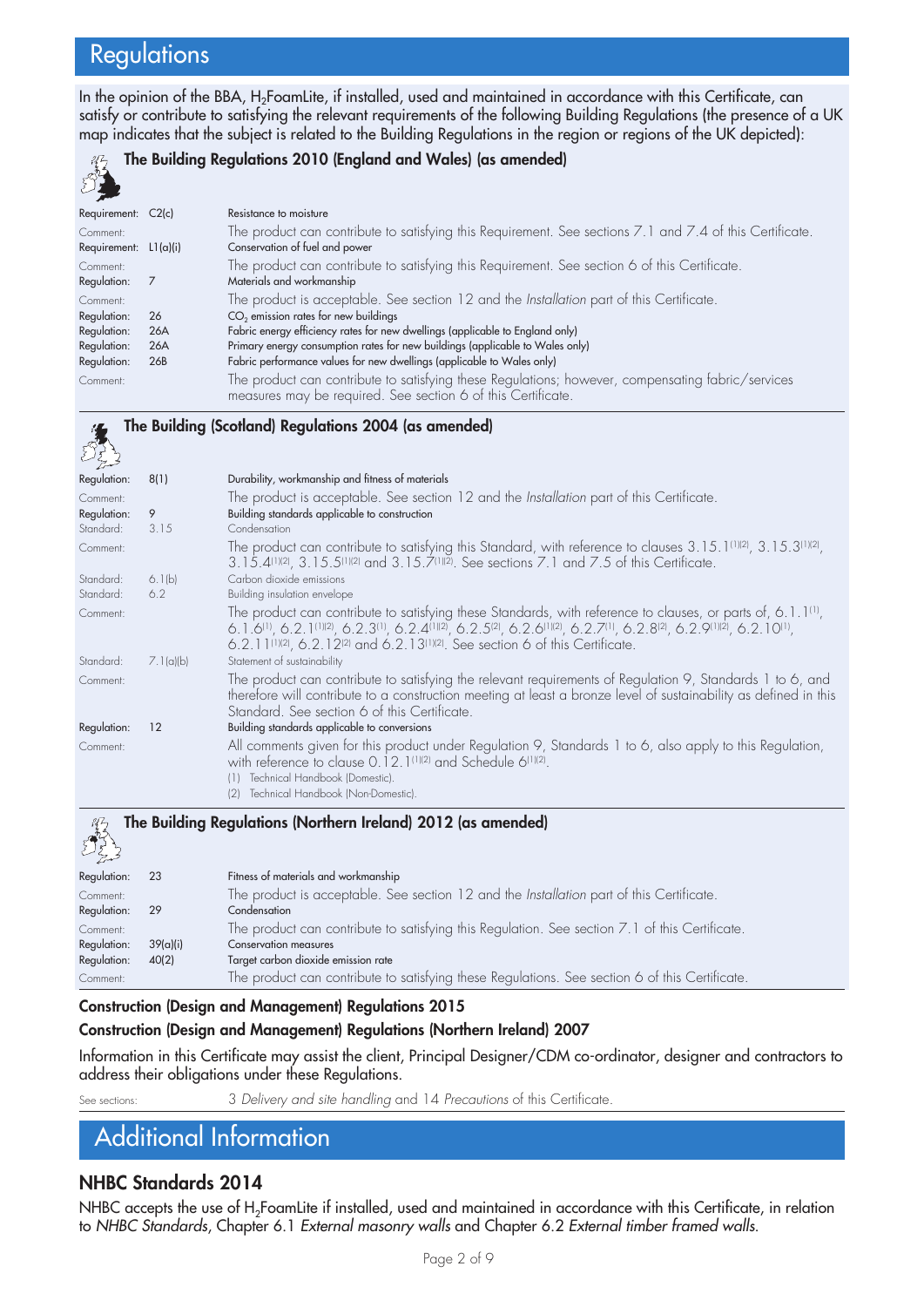# Regulations

In the opinion of the BBA, $H_2$FoamLite, if installed, used and maintained in accordance with this Certificate, can satisfy or contribute to satisfying the relevant requirements of the following Building Regulations (the presence of a UK map indicates that the subject is related to the Building Regulations in the region or regions of the UK depicted):

### The Building Regulations 2010 (England and Wales) (as amended)

| | | |
|---|---|---|
| Requirement: | C2(c) | Resistance to moisture |
| Comment: | | The product can contribute to satisfying this Requirement. See sections 7.1 and 7.4 of this Certificate. |
| Requirement: | L1(a)(i) | Conservation of fuel and power |
| Comment: | | The product can contribute to satisfying this Requirement. See section 6 of this Certificate. |
| Regulation: | 7 | Materials and workmanship |
| Comment: | | The product is acceptable. See section 12 and the *Installation* part of this Certificate. |
| Regulation: | 26 | $CO_2$ emission rates for new buildings |
| Regulation: | 26A | Fabric energy efficiency rates for new dwellings (applicable to England only) |
| Regulation: | 26A | Primary energy consumption rates for new buildings (applicable to Wales only) |
| Regulation: | 26B | Fabric performance values for new dwellings (applicable to Wales only) |
| Comment: | | The product can contribute to satisfying these Regulations; however, compensating fabric/services measures may be required. See section 6 of this Certificate. |

### The Building (Scotland) Regulations 2004 (as amended)

| | | |
|---|---|---|
| Regulation: | 8(1) | Durability, workmanship and fitness of materials |
| Comment: | | The product is acceptable. See section 12 and the *Installation* part of this Certificate. |
| Regulation: | 9 | Building standards applicable to construction |
| Standard: | 3.15 | Condensation |
| Comment: | | The product can contribute to satisfying this Standard, with reference to clauses 3.15.1[1][2], 3.15.3[1][2], 3.15.4[1][2], 3.15.5[1][2] and 3.15.7[1][2]. See sections 7.1 and 7.5 of this Certificate. |
| Standard: | 6.1(b) | Carbon dioxide emissions |
| Standard: | 6.2 | Building insulation envelope |
| Comment: | | The product can contribute to satisfying these Standards, with reference to clauses, or parts of, 6.1.1[1], 6.1.6[1], 6.2.1[1][2], 6.2.3[1], 6.2.4[1][2], 6.2.5[2], 6.2.6[1][2], 6.2.7[1], 6.2.8[2], 6.2.9[1][2], 6.2.10[1], 6.2.11[1][2], 6.2.12[2] and 6.2.13[1][2]. See section 6 of this Certificate. |
| Standard: | 7.1(a)(b) | Statement of sustainability |
| Comment: | | The product can contribute to satisfying the relevant requirements of Regulation 9, Standards 1 to 6, and therefore will contribute to a construction meeting at least a bronze level of sustainability as defined in this Standard. See section 6 of this Certificate. |
| Regulation: | 12 | Building standards applicable to conversions |
| Comment: | | All comments given for this product under Regulation 9, Standards 1 to 6, also apply to this Regulation, with reference to clause 0.12.1[1][2] and Schedule 6[1][2]. |

(1) Technical Handbook (Domestic).
(2) Technical Handbook (Non-Domestic).

### The Building Regulations (Northern Ireland) 2012 (as amended)

| | | |
|---|---|---|
| Regulation: | 23 | Fitness of materials and workmanship |
| Comment: | | The product is acceptable. See section 12 and the *Installation* part of this Certificate. |
| Regulation: | 29 | Condensation |
| Comment: | | The product can contribute to satisfying this Regulation. See section 7.1 of this Certificate. |
| Regulation: | 39(a)(i) | Conservation measures |
| Regulation: | 40(2) | Target carbon dioxide emission rate |
| Comment: | | The product can contribute to satisfying these Regulations. See section 6 of this Certificate. |

### Construction (Design and Management) Regulations 2015
### Construction (Design and Management) Regulations (Northern Ireland) 2007

Information in this Certificate may assist the client, Principal Designer/CDM co-ordinator, designer and contractors to address their obligations under these Regulations.

See sections: 3 *Delivery and site handling* and 14 *Precautions* of this Certificate.

# Additional Information

## NHBC Standards 2014

NHBC accepts the use of $H_2$FoamLite if installed, used and maintained in accordance with this Certificate, in relation to *NHBC Standards*, Chapter 6.1 *External masonry walls* and Chapter 6.2 *External timber framed walls*.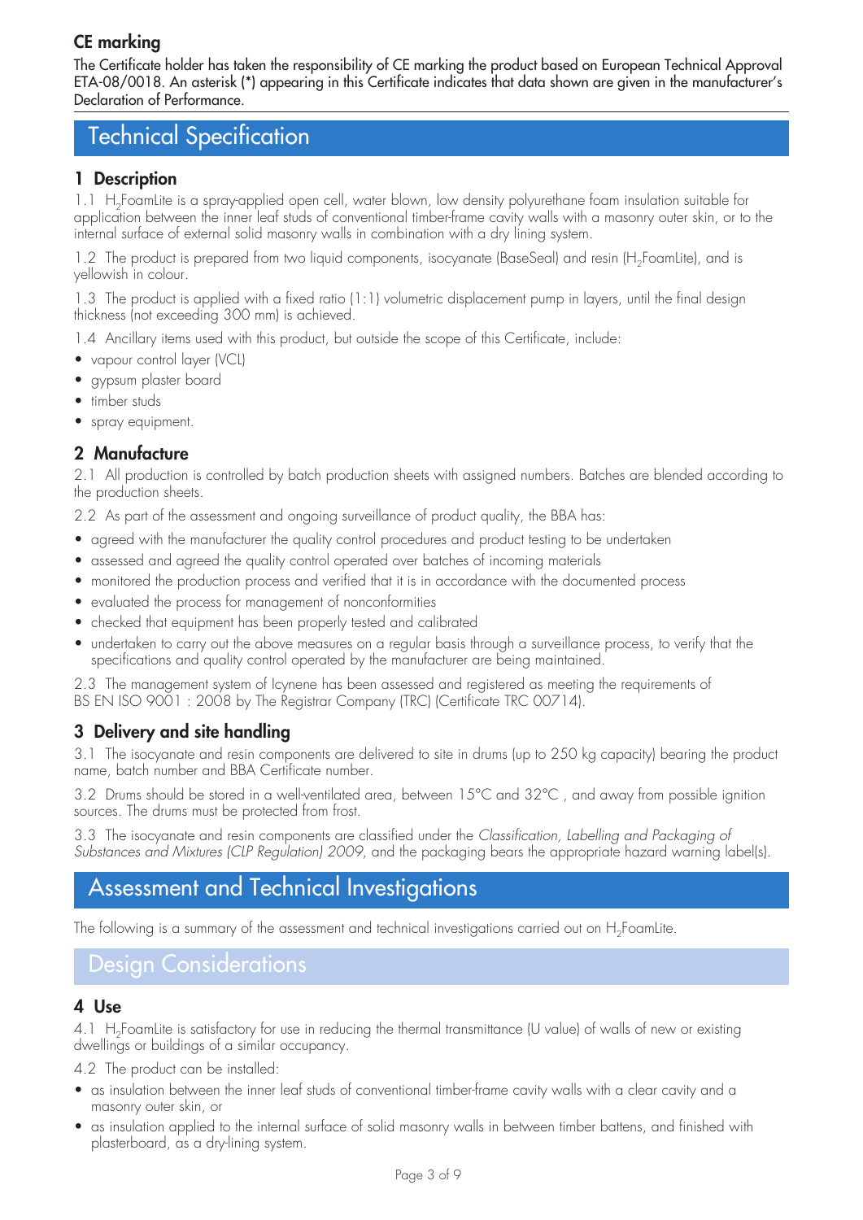## CE marking

The Certificate holder has taken the responsibility of CE marking the product based on European Technical Approval ETA-08/0018. An asterisk (*) appearing in this Certificate indicates that data shown are given in the manufacturer's Declaration of Performance.

# Technical Specification

## 1 Description

1.1 $H_2$FoamLite is a spray-applied open cell, water blown, low density polyurethane foam insulation suitable for application between the inner leaf studs of conventional timber-frame cavity walls with a masonry outer skin, or to the internal surface of external solid masonry walls in combination with a dry lining system.

1.2 The product is prepared from two liquid components, isocyanate (BaseSeal) and resin ($H_2$FoamLite), and is yellowish in colour.

1.3 The product is applied with a fixed ratio (1:1) volumetric displacement pump in layers, until the final design thickness (not exceeding 300 mm) is achieved.

1.4 Ancillary items used with this product, but outside the scope of this Certificate, include:

- vapour control layer (VCL)
- gypsum plaster board
- timber studs
- spray equipment.

## 2 Manufacture

2.1 All production is controlled by batch production sheets with assigned numbers. Batches are blended according to the production sheets.

2.2 As part of the assessment and ongoing surveillance of product quality, the BBA has:

- agreed with the manufacturer the quality control procedures and product testing to be undertaken
- assessed and agreed the quality control operated over batches of incoming materials
- monitored the production process and verified that it is in accordance with the documented process
- evaluated the process for management of nonconformities
- checked that equipment has been properly tested and calibrated
- undertaken to carry out the above measures on a regular basis through a surveillance process, to verify that the specifications and quality control operated by the manufacturer are being maintained.

2.3 The management system of Icynene has been assessed and registered as meeting the requirements of BS EN ISO 9001 : 2008 by The Registrar Company (TRC) (Certificate TRC 00714).

## 3 Delivery and site handling

3.1 The isocyanate and resin components are delivered to site in drums (up to 250 kg capacity) bearing the product name, batch number and BBA Certificate number.

3.2 Drums should be stored in a well-ventilated area, between 15°C and 32°C , and away from possible ignition sources. The drums must be protected from frost.

3.3 The isocyanate and resin components are classified under the *Classification, Labelling and Packaging of Substances and Mixtures (CLP Regulation) 2009*, and the packaging bears the appropriate hazard warning label(s).

# Assessment and Technical Investigations

The following is a summary of the assessment and technical investigations carried out on $H_2$FoamLite.

# Design Considerations

## 4 Use

4.1 $H_2$FoamLite is satisfactory for use in reducing the thermal transmittance (U value) of walls of new or existing dwellings or buildings of a similar occupancy.

4.2 The product can be installed:

- as insulation between the inner leaf studs of conventional timber-frame cavity walls with a clear cavity and a masonry outer skin, or
- as insulation applied to the internal surface of solid masonry walls in between timber battens, and finished with plasterboard, as a dry-lining system.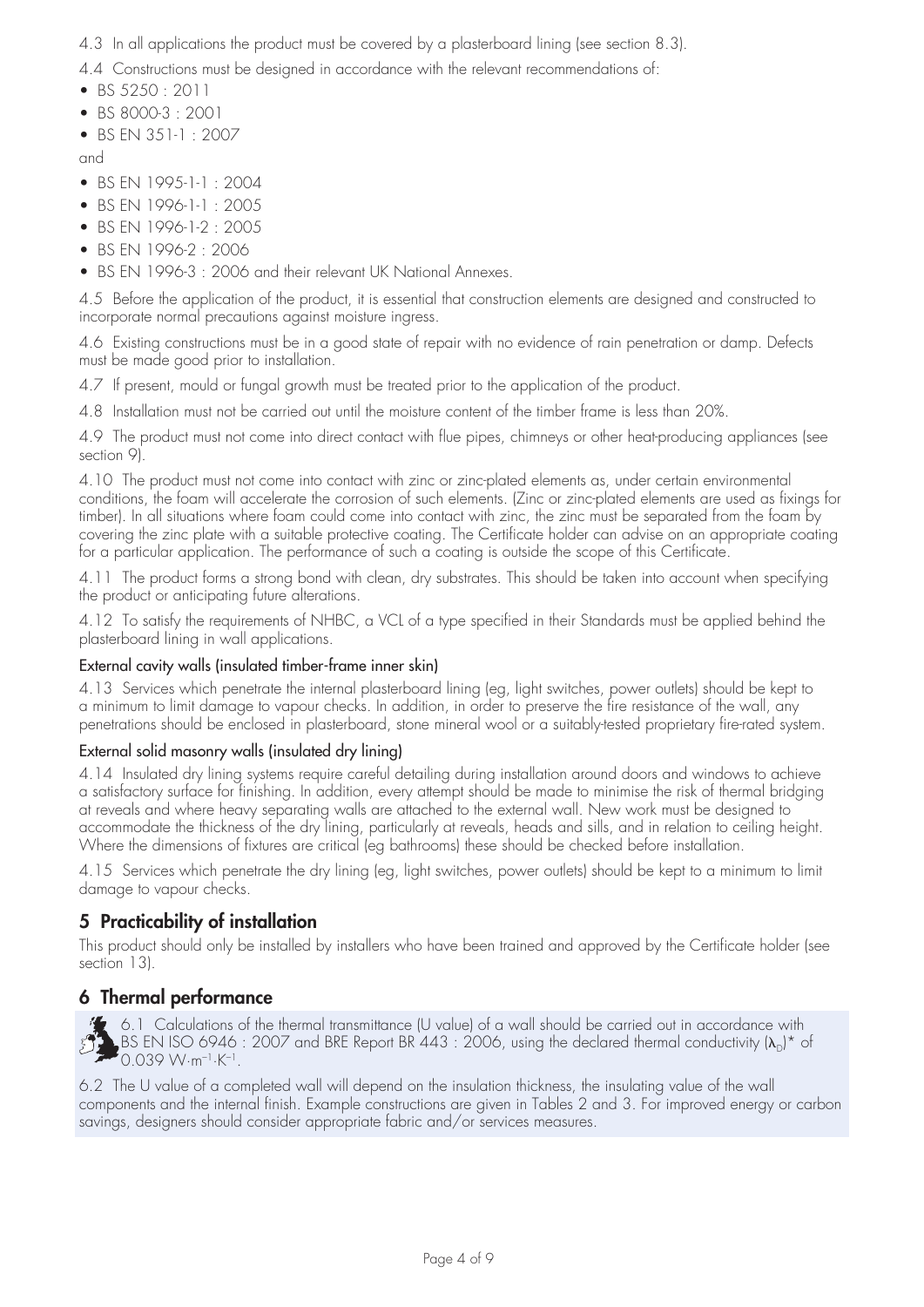4.3 In all applications the product must be covered by a plasterboard lining (see section 8.3).

4.4 Constructions must be designed in accordance with the relevant recommendations of:

- BS 5250 : 2011
- BS 8000-3 : 2001
- BS EN 351-1 : 2007

and

- BS EN 1995-1-1 : 2004
- BS EN 1996-1-1 : 2005
- BS EN 1996-1-2 : 2005
- BS EN 1996-2 : 2006
- BS EN 1996-3 : 2006 and their relevant UK National Annexes.

4.5 Before the application of the product, it is essential that construction elements are designed and constructed to incorporate normal precautions against moisture ingress.

4.6 Existing constructions must be in a good state of repair with no evidence of rain penetration or damp. Defects must be made good prior to installation.

4.7 If present, mould or fungal growth must be treated prior to the application of the product.

4.8 Installation must not be carried out until the moisture content of the timber frame is less than 20%.

4.9 The product must not come into direct contact with flue pipes, chimneys or other heat-producing appliances (see section 9).

4.10 The product must not come into contact with zinc or zinc-plated elements as, under certain environmental conditions, the foam will accelerate the corrosion of such elements. (Zinc or zinc-plated elements are used as fixings for timber). In all situations where foam could come into contact with zinc, the zinc must be separated from the foam by covering the zinc plate with a suitable protective coating. The Certificate holder can advise on an appropriate coating for a particular application. The performance of such a coating is outside the scope of this Certificate.

4.11 The product forms a strong bond with clean, dry substrates. This should be taken into account when specifying the product or anticipating future alterations.

4.12 To satisfy the requirements of NHBC, a VCL of a type specified in their Standards must be applied behind the plasterboard lining in wall applications.

**External cavity walls (insulated timber-frame inner skin)**

4.13 Services which penetrate the internal plasterboard lining (eg, light switches, power outlets) should be kept to a minimum to limit damage to vapour checks. In addition, in order to preserve the fire resistance of the wall, any penetrations should be enclosed in plasterboard, stone mineral wool or a suitably-tested proprietary fire-rated system.

**External solid masonry walls (insulated dry lining)**

4.14 Insulated dry lining systems require careful detailing during installation around doors and windows to achieve a satisfactory surface for finishing. In addition, every attempt should be made to minimise the risk of thermal bridging at reveals and where heavy separating walls are attached to the external wall. New work must be designed to accommodate the thickness of the dry lining, particularly at reveals, heads and sills, and in relation to ceiling height. Where the dimensions of fixtures are critical (eg bathrooms) these should be checked before installation.

4.15 Services which penetrate the dry lining (eg, light switches, power outlets) should be kept to a minimum to limit damage to vapour checks.

## 5 Practicability of installation

This product should only be installed by installers who have been trained and approved by the Certificate holder (see section 13).

## 6 Thermal performance

6.1 Calculations of the thermal transmittance (U value) of a wall should be carried out in accordance with BS EN ISO 6946 : 2007 and BRE Report BR 443 : 2006, using the declared thermal conductivity ($\lambda_D$)* of 0.039 $W{\cdot}m^{-1}{\cdot}K^{-1}$.

6.2 The U value of a completed wall will depend on the insulation thickness, the insulating value of the wall components and the internal finish. Example constructions are given in Tables 2 and 3. For improved energy or carbon savings, designers should consider appropriate fabric and/or services measures.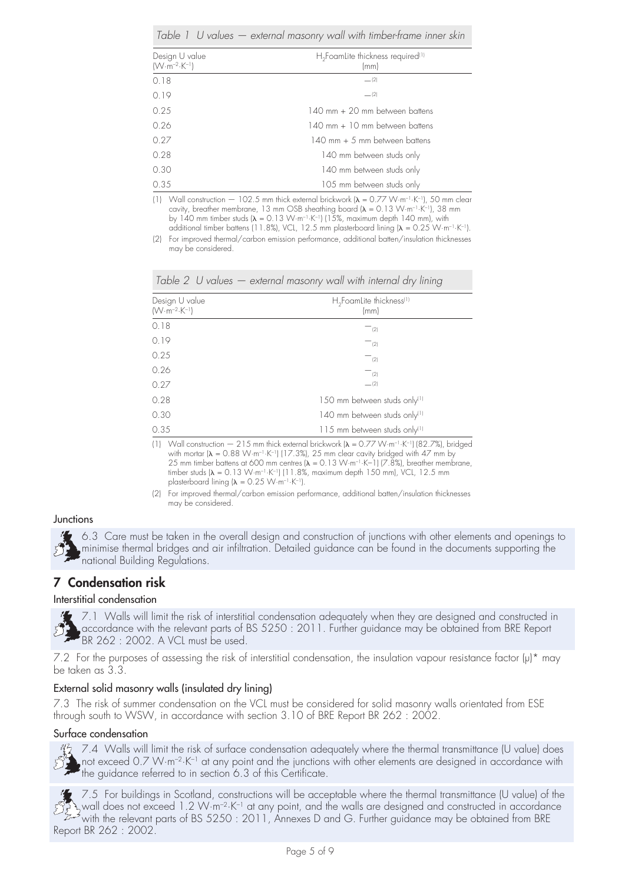*Table 1 U values — external masonry wall with timber-frame inner skin*

| Design U value ($W \cdot m^{-2} \cdot K^{-1}$) | $H_2$FoamLite thickness required[1] (mm) |
|---|---|
| 0.18 | —[2] |
| 0.19 | —[2] |
| 0.25 | 140 mm + 20 mm between battens |
| 0.26 | 140 mm + 10 mm between battens |
| 0.27 | 140 mm + 5 mm between battens |
| 0.28 | 140 mm between studs only |
| 0.30 | 140 mm between studs only |
| 0.35 | 105 mm between studs only |

(1) Wall construction — 102.5 mm thick external brickwork ($\lambda = 0.77\ W \cdot m^{-1} \cdot K^{-1}$), 50 mm clear cavity, breather membrane, 13 mm OSB sheathing board ($\lambda = 0.13\ W \cdot m^{-1} \cdot K^{-1}$), 38 mm by 140 mm timber studs ($\lambda = 0.13\ W \cdot m^{-1} \cdot K^{-1}$) (15%, maximum depth 140 mm), with additional timber battens (11.8%), VCL, 12.5 mm plasterboard lining ($\lambda = 0.25\ W \cdot m^{-1} \cdot K^{-1}$).

(2) For improved thermal/carbon emission performance, additional batten/insulation thicknesses may be considered.

*Table 2 U values — external masonry wall with internal dry lining*

| Design U value ($W \cdot m^{-2} \cdot K^{-1}$) | $H_2$FoamLite thickness[1] (mm) |
|---|---|
| 0.18 | —[2] |
| 0.19 | —[2] |
| 0.25 | —[2] |
| 0.26 | —[2] |
| 0.27 | —[2] |
| 0.28 | 150 mm between studs only[1] |
| 0.30 | 140 mm between studs only[1] |
| 0.35 | 115 mm between studs only[1] |

(1) Wall construction — 215 mm thick external brickwork ($\lambda = 0.77\ W \cdot m^{-1} \cdot K^{-1}$) (82.7%), bridged with mortar ($\lambda = 0.88\ W \cdot m^{-1} \cdot K^{-1}$) (17.3%), 25 mm clear cavity bridged with 47 mm by 25 mm timber battens at 600 mm centres ($\lambda = 0.13\ W \cdot m^{-1} \cdot K{-1}$) (7.8%), breather membrane, timber studs ($\lambda = 0.13\ W \cdot m^{-1} \cdot K^{-1}$) (11.8%, maximum depth 150 mm), VCL, 12.5 mm plasterboard lining ($\lambda = 0.25\ W \cdot m^{-1} \cdot K^{-1}$).

(2) For improved thermal/carbon emission performance, additional batten/insulation thicknesses may be considered.

### Junctions

6.3 Care must be taken in the overall design and construction of junctions with other elements and openings to minimise thermal bridges and air infiltration. Detailed guidance can be found in the documents supporting the national Building Regulations.

## 7 Condensation risk

### Interstitial condensation

7.1 Walls will limit the risk of interstitial condensation adequately when they are designed and constructed in accordance with the relevant parts of BS 5250 : 2011. Further guidance may be obtained from BRE Report BR 262 : 2002. A VCL must be used.

7.2 For the purposes of assessing the risk of interstitial condensation, the insulation vapour resistance factor ($\mu$)* may be taken as 3.3.

### External solid masonry walls (insulated dry lining)

7.3 The risk of summer condensation on the VCL must be considered for solid masonry walls orientated from ESE through south to WSW, in accordance with section 3.10 of BRE Report BR 262 : 2002.

### Surface condensation

7.4 Walls will limit the risk of surface condensation adequately where the thermal transmittance (U value) does not exceed 0.7 $W \cdot m^{-2} \cdot K^{-1}$ at any point and the junctions with other elements are designed in accordance with the guidance referred to in section 6.3 of this Certificate.

7.5 For buildings in Scotland, constructions will be acceptable where the thermal transmittance (U value) of the wall does not exceed 1.2 $W \cdot m^{-2} \cdot K^{-1}$ at any point, and the walls are designed and constructed in accordance with the relevant parts of BS 5250 : 2011, Annexes D and G. Further guidance may be obtained from BRE Report BR 262 : 2002.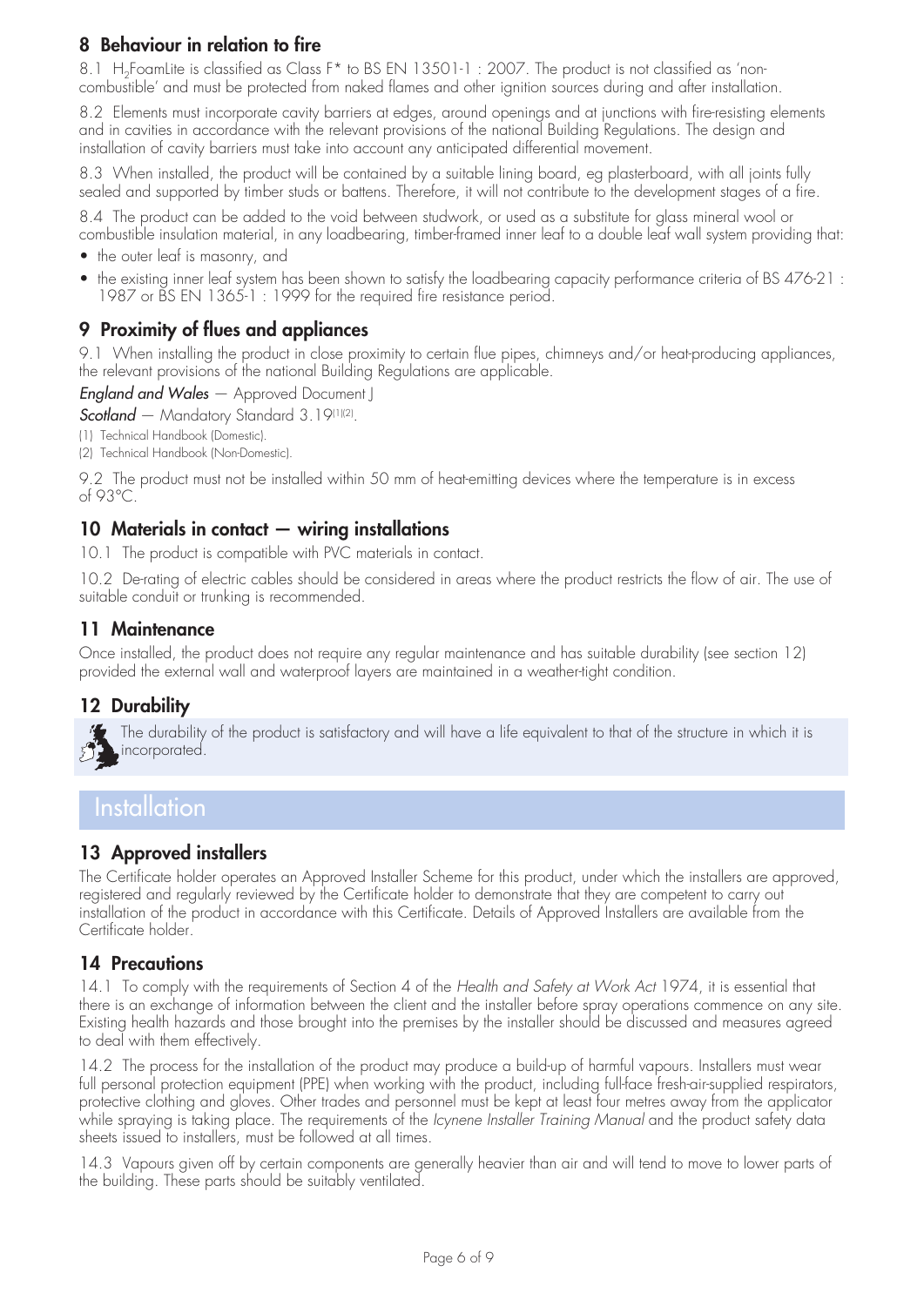## 8 Behaviour in relation to fire

8.1 $H_2$FoamLite is classified as Class F* to BS EN 13501-1 : 2007. The product is not classified as 'non-combustible' and must be protected from naked flames and other ignition sources during and after installation.

8.2 Elements must incorporate cavity barriers at edges, around openings and at junctions with fire-resisting elements and in cavities in accordance with the relevant provisions of the national Building Regulations. The design and installation of cavity barriers must take into account any anticipated differential movement.

8.3 When installed, the product will be contained by a suitable lining board, eg plasterboard, with all joints fully sealed and supported by timber studs or battens. Therefore, it will not contribute to the development stages of a fire.

8.4 The product can be added to the void between studwork, or used as a substitute for glass mineral wool or combustible insulation material, in any loadbearing, timber-framed inner leaf to a double leaf wall system providing that:

- the outer leaf is masonry, and
- the existing inner leaf system has been shown to satisfy the loadbearing capacity performance criteria of BS 476-21 : 1987 or BS EN 1365-1 : 1999 for the required fire resistance period.

## 9 Proximity of flues and appliances

9.1 When installing the product in close proximity to certain flue pipes, chimneys and/or heat-producing appliances, the relevant provisions of the national Building Regulations are applicable.

***England and Wales*** — Approved Document J

***Scotland*** — Mandatory Standard 3.19[1][2].

(1) Technical Handbook (Domestic).

(2) Technical Handbook (Non-Domestic).

9.2 The product must not be installed within 50 mm of heat-emitting devices where the temperature is in excess of 93°C.

## 10 Materials in contact — wiring installations

10.1 The product is compatible with PVC materials in contact.

10.2 De-rating of electric cables should be considered in areas where the product restricts the flow of air. The use of suitable conduit or trunking is recommended.

## 11 Maintenance

Once installed, the product does not require any regular maintenance and has suitable durability (see section 12) provided the external wall and waterproof layers are maintained in a weather-tight condition.

## 12 Durability

The durability of the product is satisfactory and will have a life equivalent to that of the structure in which it is incorporated.

# Installation

## 13 Approved installers

The Certificate holder operates an Approved Installer Scheme for this product, under which the installers are approved, registered and regularly reviewed by the Certificate holder to demonstrate that they are competent to carry out installation of the product in accordance with this Certificate. Details of Approved Installers are available from the Certificate holder.

## 14 Precautions

14.1 To comply with the requirements of Section 4 of the *Health and Safety at Work Act* 1974, it is essential that there is an exchange of information between the client and the installer before spray operations commence on any site. Existing health hazards and those brought into the premises by the installer should be discussed and measures agreed to deal with them effectively.

14.2 The process for the installation of the product may produce a build-up of harmful vapours. Installers must wear full personal protection equipment (PPE) when working with the product, including full-face fresh-air-supplied respirators, protective clothing and gloves. Other trades and personnel must be kept at least four metres away from the applicator while spraying is taking place. The requirements of the *Icynene Installer Training Manual* and the product safety data sheets issued to installers, must be followed at all times.

14.3 Vapours given off by certain components are generally heavier than air and will tend to move to lower parts of the building. These parts should be suitably ventilated.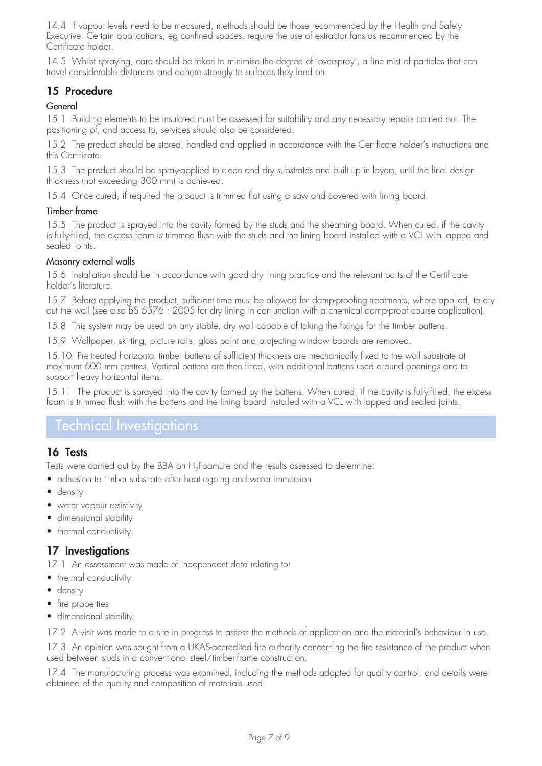14.4 If vapour levels need to be measured, methods should be those recommended by the Health and Safety Executive. Certain applications, eg confined spaces, require the use of extractor fans as recommended by the Certificate holder.

14.5 Whilst spraying, care should be taken to minimise the degree of 'overspray', a fine mist of particles that can travel considerable distances and adhere strongly to surfaces they land on.

## 15 Procedure

### General

15.1 Building elements to be insulated must be assessed for suitability and any necessary repairs carried out. The positioning of, and access to, services should also be considered.

15.2 The product should be stored, handled and applied in accordance with the Certificate holder's instructions and this Certificate.

15.3 The product should be spray-applied to clean and dry substrates and built up in layers, until the final design thickness (not exceeding 300 mm) is achieved.

15.4 Once cured, if required the product is trimmed flat using a saw and covered with lining board.

### Timber frame

15.5 The product is sprayed into the cavity formed by the studs and the sheathing board. When cured, if the cavity is fully-filled, the excess foam is trimmed flush with the studs and the lining board installed with a VCL with lapped and sealed joints.

### Masonry external walls

15.6 Installation should be in accordance with good dry lining practice and the relevant parts of the Certificate holder's literature.

15.7 Before applying the product, sufficient time must be allowed for damp-proofing treatments, where applied, to dry out the wall (see also BS 6576 : 2005 for dry lining in conjunction with a chemical damp-proof course application).

15.8 This system may be used on any stable, dry wall capable of taking the fixings for the timber battens.

15.9 Wallpaper, skirting, picture rails, gloss paint and projecting window boards are removed.

15.10 Pre-treated horizontal timber battens of sufficient thickness are mechanically fixed to the wall substrate at maximum 600 mm centres. Vertical battens are then fitted, with additional battens used around openings and to support heavy horizontal items.

15.11 The product is sprayed into the cavity formed by the battens. When cured, if the cavity is fully-filled, the excess foam is trimmed flush with the battens and the lining board installed with a VCL with lapped and sealed joints.

# Technical Investigations

## 16 Tests

Tests were carried out by the BBA on $H_2$FoamLite and the results assessed to determine:

- adhesion to timber substrate after heat ageing and water immersion
- density
- water vapour resistivity
- dimensional stability
- thermal conductivity.

## 17 Investigations

17.1 An assessment was made of independent data relating to:

- thermal conductivity
- density
- fire properties
- dimensional stability.

17.2 A visit was made to a site in progress to assess the methods of application and the material's behaviour in use.

17.3 An opinion was sought from a UKAS-accredited fire authority concerning the fire resistance of the product when used between studs in a conventional steel/timber-frame construction.

17.4 The manufacturing process was examined, including the methods adopted for quality control, and details were obtained of the quality and composition of materials used.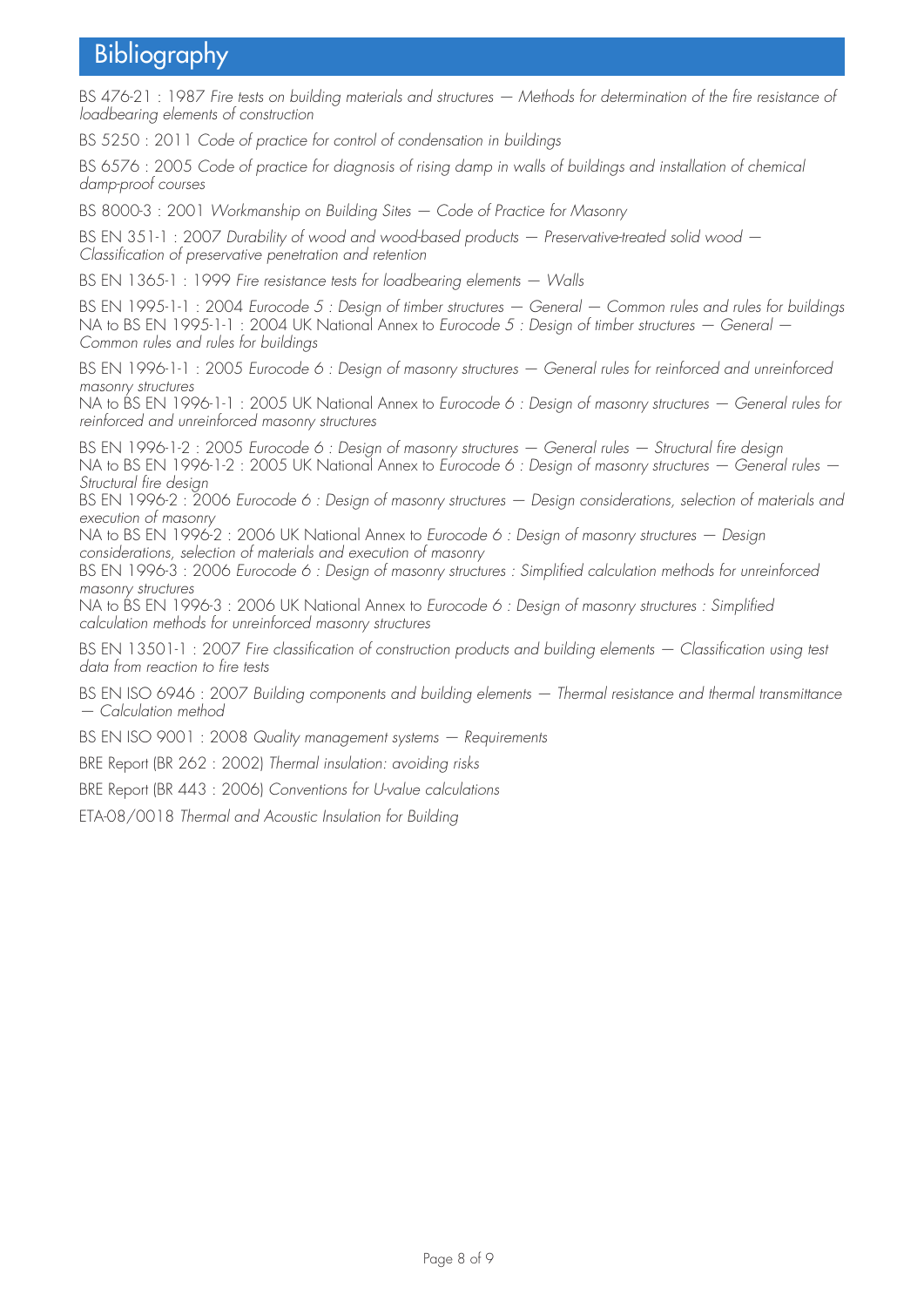# Bibliography

BS 476-21 : 1987 *Fire tests on building materials and structures — Methods for determination of the fire resistance of loadbearing elements of construction*

BS 5250 : 2011 *Code of practice for control of condensation in buildings*

BS 6576 : 2005 *Code of practice for diagnosis of rising damp in walls of buildings and installation of chemical damp-proof courses*

BS 8000-3 : 2001 *Workmanship on Building Sites — Code of Practice for Masonry*

BS EN 351-1 : 2007 *Durability of wood and wood-based products — Preservative-treated solid wood — Classification of preservative penetration and retention*

BS EN 1365-1 : 1999 *Fire resistance tests for loadbearing elements — Walls*

BS EN 1995-1-1 : 2004 *Eurocode 5 : Design of timber structures — General — Common rules and rules for buildings*
NA to BS EN 1995-1-1 : 2004 UK National Annex to *Eurocode 5 : Design of timber structures — General — Common rules and rules for buildings*

BS EN 1996-1-1 : 2005 *Eurocode 6 : Design of masonry structures — General rules for reinforced and unreinforced masonry structures*
NA to BS EN 1996-1-1 : 2005 UK National Annex to *Eurocode 6 : Design of masonry structures — General rules for reinforced and unreinforced masonry structures*

BS EN 1996-1-2 : 2005 *Eurocode 6 : Design of masonry structures — General rules — Structural fire design*
NA to BS EN 1996-1-2 : 2005 UK National Annex to *Eurocode 6 : Design of masonry structures — General rules — Structural fire design*
BS EN 1996-2 : 2006 *Eurocode 6 : Design of masonry structures — Design considerations, selection of materials and execution of masonry*
NA to BS EN 1996-2 : 2006 UK National Annex to *Eurocode 6 : Design of masonry structures — Design considerations, selection of materials and execution of masonry*
BS EN 1996-3 : 2006 *Eurocode 6 : Design of masonry structures : Simplified calculation methods for unreinforced masonry structures*
NA to BS EN 1996-3 : 2006 UK National Annex to *Eurocode 6 : Design of masonry structures : Simplified calculation methods for unreinforced masonry structures*

BS EN 13501-1 : 2007 *Fire classification of construction products and building elements — Classification using test data from reaction to fire tests*

BS EN ISO 6946 : 2007 *Building components and building elements — Thermal resistance and thermal transmittance — Calculation method*

BS EN ISO 9001 : 2008 *Quality management systems — Requirements*

BRE Report (BR 262 : 2002) *Thermal insulation: avoiding risks*

BRE Report (BR 443 : 2006) *Conventions for U-value calculations*

ETA-08/0018 *Thermal and Acoustic Insulation for Building*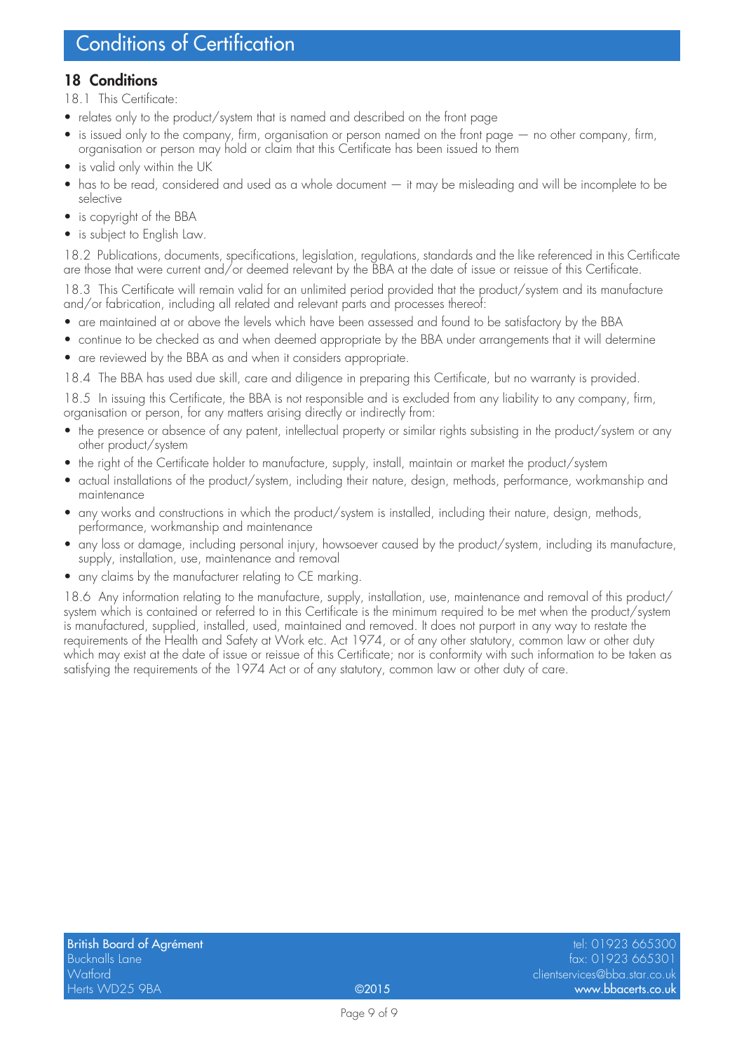# Conditions of Certification

## 18 Conditions

18.1 This Certificate:

- relates only to the product/system that is named and described on the front page
- is issued only to the company, firm, organisation or person named on the front page — no other company, firm, organisation or person may hold or claim that this Certificate has been issued to them
- is valid only within the UK
- has to be read, considered and used as a whole document — it may be misleading and will be incomplete to be selective
- is copyright of the BBA
- is subject to English Law.

18.2 Publications, documents, specifications, legislation, regulations, standards and the like referenced in this Certificate are those that were current and/or deemed relevant by the BBA at the date of issue or reissue of this Certificate.

18.3 This Certificate will remain valid for an unlimited period provided that the product/system and its manufacture and/or fabrication, including all related and relevant parts and processes thereof:

- are maintained at or above the levels which have been assessed and found to be satisfactory by the BBA
- continue to be checked as and when deemed appropriate by the BBA under arrangements that it will determine
- are reviewed by the BBA as and when it considers appropriate.

18.4 The BBA has used due skill, care and diligence in preparing this Certificate, but no warranty is provided.

18.5 In issuing this Certificate, the BBA is not responsible and is excluded from any liability to any company, firm, organisation or person, for any matters arising directly or indirectly from:

- the presence or absence of any patent, intellectual property or similar rights subsisting in the product/system or any other product/system
- the right of the Certificate holder to manufacture, supply, install, maintain or market the product/system
- actual installations of the product/system, including their nature, design, methods, performance, workmanship and maintenance
- any works and constructions in which the product/system is installed, including their nature, design, methods, performance, workmanship and maintenance
- any loss or damage, including personal injury, howsoever caused by the product/system, including its manufacture, supply, installation, use, maintenance and removal
- any claims by the manufacturer relating to CE marking.

18.6 Any information relating to the manufacture, supply, installation, use, maintenance and removal of this product/system which is contained or referred to in this Certificate is the minimum required to be met when the product/system is manufactured, supplied, installed, used, maintained and removed. It does not purport in any way to restate the requirements of the Health and Safety at Work etc. Act 1974, or of any other statutory, common law or other duty which may exist at the date of issue or reissue of this Certificate; nor is conformity with such information to be taken as satisfying the requirements of the 1974 Act or of any statutory, common law or other duty of care.

**British Board of Agrément**
Bucknalls Lane
Watford
Herts WD25 9BA

©2015

tel: 01923 665300
fax: 01923 665301
clientservices@bba.star.co.uk
**www.bbacerts.co.uk**